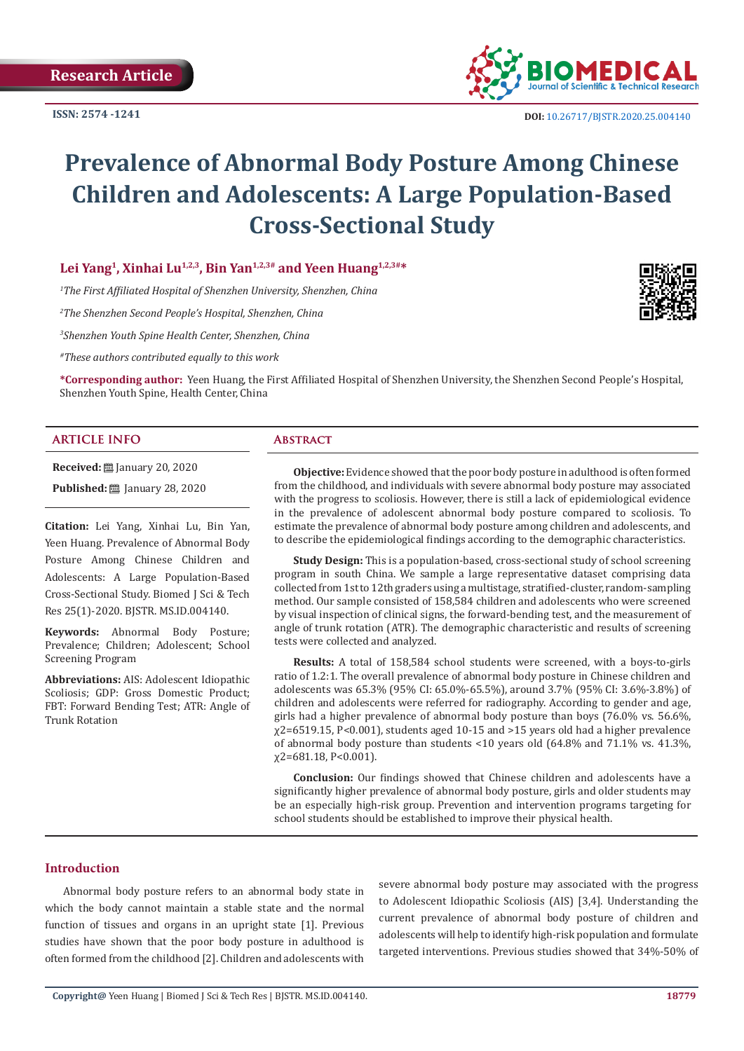Research Article

ISSN: 2574 -1241

DOI: 10.26717/BJSTR.2020.25.004140

# Prevalence of Abnormal Body Posture Among Chinese Children and Adolescents: A Large Population-Based Cross-Sectional Study

**Lei Yang[1], Xinhai Lu[1,2,3], Bin Yan[1,2,3#] and Yeen Huang[1,2,3#*]**

*[1]The First Affiliated Hospital of Shenzhen University, Shenzhen, China*

*[2]The Shenzhen Second People's Hospital, Shenzhen, China*

*[3]Shenzhen Youth Spine Health Center, Shenzhen, China*

*#These authors contributed equally to this work*

**\*Corresponding author:** Yeen Huang, the First Affiliated Hospital of Shenzhen University, the Shenzhen Second People's Hospital, Shenzhen Youth Spine, Health Center, China

## ARTICLE INFO

**Received:** January 20, 2020

**Published:** January 28, 2020

**Citation:** Lei Yang, Xinhai Lu, Bin Yan, Yeen Huang. Prevalence of Abnormal Body Posture Among Chinese Children and Adolescents: A Large Population-Based Cross-Sectional Study. Biomed J Sci & Tech Res 25(1)-2020. BJSTR. MS.ID.004140.

**Keywords:** Abnormal Body Posture; Prevalence; Children; Adolescent; School Screening Program

**Abbreviations:** AIS: Adolescent Idiopathic Scoliosis; GDP: Gross Domestic Product; FBT: Forward Bending Test; ATR: Angle of Trunk Rotation

## Abstract

**Objective:** Evidence showed that the poor body posture in adulthood is often formed from the childhood, and individuals with severe abnormal body posture may associated with the progress to scoliosis. However, there is still a lack of epidemiological evidence in the prevalence of adolescent abnormal body posture compared to scoliosis. To estimate the prevalence of abnormal body posture among children and adolescents, and to describe the epidemiological findings according to the demographic characteristics.

**Study Design:** This is a population-based, cross-sectional study of school screening program in south China. We sample a large representative dataset comprising data collected from 1st to 12th graders using a multistage, stratified-cluster, random-sampling method. Our sample consisted of 158,584 children and adolescents who were screened by visual inspection of clinical signs, the forward-bending test, and the measurement of angle of trunk rotation (ATR). The demographic characteristic and results of screening tests were collected and analyzed.

**Results:** A total of 158,584 school students were screened, with a boys-to-girls ratio of 1.2:1. The overall prevalence of abnormal body posture in Chinese children and adolescents was 65.3% (95% CI: 65.0%-65.5%), around 3.7% (95% CI: 3.6%-3.8%) of children and adolescents were referred for radiography. According to gender and age, girls had a higher prevalence of abnormal body posture than boys (76.0% vs. 56.6%, $\chi^2$=6519.15, P<0.001), students aged 10-15 and >15 years old had a higher prevalence of abnormal body posture than students <10 years old (64.8% and 71.1% vs. 41.3%, $\chi^2$=681.18, P<0.001).

**Conclusion:** Our findings showed that Chinese children and adolescents have a significantly higher prevalence of abnormal body posture, girls and older students may be an especially high-risk group. Prevention and intervention programs targeting for school students should be established to improve their physical health.

## Introduction

Abnormal body posture refers to an abnormal body state in which the body cannot maintain a stable state and the normal function of tissues and organs in an upright state [1]. Previous studies have shown that the poor body posture in adulthood is often formed from the childhood [2]. Children and adolescents with severe abnormal body posture may associated with the progress to Adolescent Idiopathic Scoliosis (AIS) [3,4]. Understanding the current prevalence of abnormal body posture of children and adolescents will help to identify high-risk population and formulate targeted interventions. Previous studies showed that 34%-50% of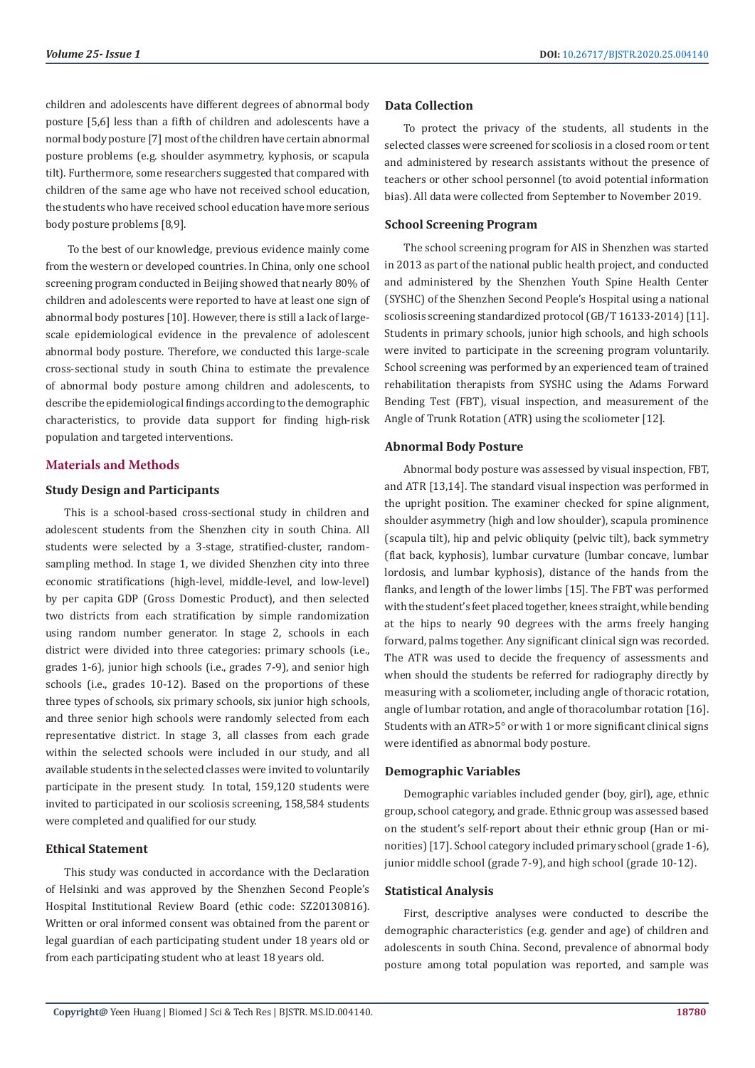children and adolescents have different degrees of abnormal body posture [5,6] less than a fifth of children and adolescents have a normal body posture [7] most of the children have certain abnormal posture problems (e.g. shoulder asymmetry, kyphosis, or scapula tilt). Furthermore, some researchers suggested that compared with children of the same age who have not received school education, the students who have received school education have more serious body posture problems [8,9].

To the best of our knowledge, previous evidence mainly come from the western or developed countries. In China, only one school screening program conducted in Beijing showed that nearly 80% of children and adolescents were reported to have at least one sign of abnormal body postures [10]. However, there is still a lack of large-scale epidemiological evidence in the prevalence of adolescent abnormal body posture. Therefore, we conducted this large-scale cross-sectional study in south China to estimate the prevalence of abnormal body posture among children and adolescents, to describe the epidemiological findings according to the demographic characteristics, to provide data support for finding high-risk population and targeted interventions.

## Materials and Methods

### Study Design and Participants

This is a school-based cross-sectional study in children and adolescent students from the Shenzhen city in south China. All students were selected by a 3-stage, stratified-cluster, random-sampling method. In stage 1, we divided Shenzhen city into three economic stratifications (high-level, middle-level, and low-level) by per capita GDP (Gross Domestic Product), and then selected two districts from each stratification by simple randomization using random number generator. In stage 2, schools in each district were divided into three categories: primary schools (i.e., grades 1-6), junior high schools (i.e., grades 7-9), and senior high schools (i.e., grades 10-12). Based on the proportions of these three types of schools, six primary schools, six junior high schools, and three senior high schools were randomly selected from each representative district. In stage 3, all classes from each grade within the selected schools were included in our study, and all available students in the selected classes were invited to voluntarily participate in the present study. In total, 159,120 students were invited to participated in our scoliosis screening, 158,584 students were completed and qualified for our study.

### Ethical Statement

This study was conducted in accordance with the Declaration of Helsinki and was approved by the Shenzhen Second People's Hospital Institutional Review Board (ethic code: SZ20130816). Written or oral informed consent was obtained from the parent or legal guardian of each participating student under 18 years old or from each participating student who at least 18 years old.

### Data Collection

To protect the privacy of the students, all students in the selected classes were screened for scoliosis in a closed room or tent and administered by research assistants without the presence of teachers or other school personnel (to avoid potential information bias). All data were collected from September to November 2019.

### School Screening Program

The school screening program for AIS in Shenzhen was started in 2013 as part of the national public health project, and conducted and administered by the Shenzhen Youth Spine Health Center (SYSHC) of the Shenzhen Second People's Hospital using a national scoliosis screening standardized protocol (GB/T 16133-2014) [11]. Students in primary schools, junior high schools, and high schools were invited to participate in the screening program voluntarily. School screening was performed by an experienced team of trained rehabilitation therapists from SYSHC using the Adams Forward Bending Test (FBT), visual inspection, and measurement of the Angle of Trunk Rotation (ATR) using the scoliometer [12].

### Abnormal Body Posture

Abnormal body posture was assessed by visual inspection, FBT, and ATR [13,14]. The standard visual inspection was performed in the upright position. The examiner checked for spine alignment, shoulder asymmetry (high and low shoulder), scapula prominence (scapula tilt), hip and pelvic obliquity (pelvic tilt), back symmetry (flat back, kyphosis), lumbar curvature (lumbar concave, lumbar lordosis, and lumbar kyphosis), distance of the hands from the flanks, and length of the lower limbs [15]. The FBT was performed with the student's feet placed together, knees straight, while bending at the hips to nearly 90 degrees with the arms freely hanging forward, palms together. Any significant clinical sign was recorded. The ATR was used to decide the frequency of assessments and when should the students be referred for radiography directly by measuring with a scoliometer, including angle of thoracic rotation, angle of lumbar rotation, and angle of thoracolumbar rotation [16]. Students with an ATR>5° or with 1 or more significant clinical signs were identified as abnormal body posture.

### Demographic Variables

Demographic variables included gender (boy, girl), age, ethnic group, school category, and grade. Ethnic group was assessed based on the student's self-report about their ethnic group (Han or minorities) [17]. School category included primary school (grade 1-6), junior middle school (grade 7-9), and high school (grade 10-12).

### Statistical Analysis

First, descriptive analyses were conducted to describe the demographic characteristics (e.g. gender and age) of children and adolescents in south China. Second, prevalence of abnormal body posture among total population was reported, and sample was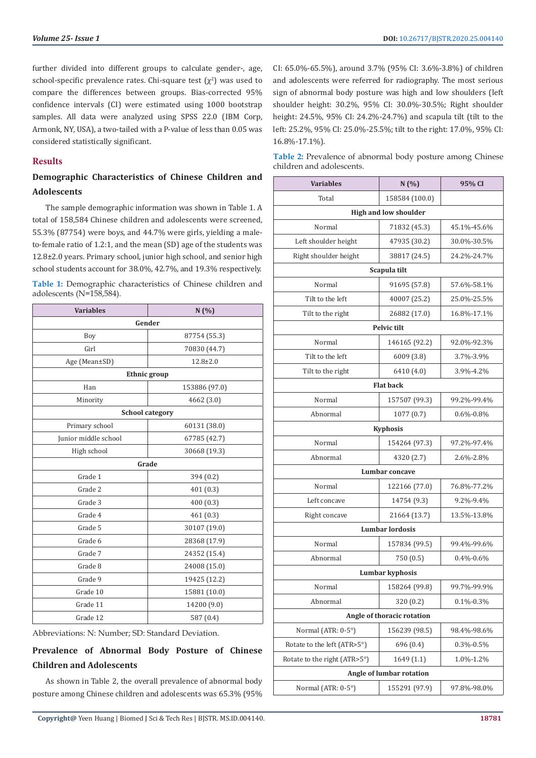further divided into different groups to calculate gender-, age, school-specific prevalence rates. Chi-square test ($\chi^2$) was used to compare the differences between groups. Bias-corrected 95% confidence intervals (CI) were estimated using 1000 bootstrap samples. All data were analyzed using SPSS 22.0 (IBM Corp, Armonk, NY, USA), a two-tailed with a P-value of less than 0.05 was considered statistically significant.

## Results

### Demographic Characteristics of Chinese Children and Adolescents

The sample demographic information was shown in Table 1. A total of 158,584 Chinese children and adolescents were screened, 55.3% (87754) were boys, and 44.7% were girls, yielding a male-to-female ratio of 1.2:1, and the mean (SD) age of the students was 12.8±2.0 years. Primary school, junior high school, and senior high school students account for 38.0%, 42.7%, and 19.3% respectively.

**Table 1:** Demographic characteristics of Chinese children and adolescents (N=158,584).

| Variables | N (%) |
|---|---|
| **Gender** | |
| Boy | 87754 (55.3) |
| Girl | 70830 (44.7) |
| Age (Mean±SD) | 12.8±2.0 |
| **Ethnic group** | |
| Han | 153886 (97.0) |
| Minority | 4662 (3.0) |
| **School category** | |
| Primary school | 60131 (38.0) |
| Junior middle school | 67785 (42.7) |
| High school | 30668 (19.3) |
| **Grade** | |
| Grade 1 | 394 (0.2) |
| Grade 2 | 401 (0.3) |
| Grade 3 | 400 (0.3) |
| Grade 4 | 461 (0.3) |
| Grade 5 | 30107 (19.0) |
| Grade 6 | 28368 (17.9) |
| Grade 7 | 24352 (15.4) |
| Grade 8 | 24008 (15.0) |
| Grade 9 | 19425 (12.2) |
| Grade 10 | 15881 (10.0) |
| Grade 11 | 14200 (9.0) |
| Grade 12 | 587 (0.4) |

Abbreviations: N: Number; SD: Standard Deviation.

### Prevalence of Abnormal Body Posture of Chinese Children and Adolescents

As shown in Table 2, the overall prevalence of abnormal body posture among Chinese children and adolescents was 65.3% (95% CI: 65.0%-65.5%), around 3.7% (95% CI: 3.6%-3.8%) of children and adolescents were referred for radiography. The most serious sign of abnormal body posture was high and low shoulders (left shoulder height: 30.2%, 95% CI: 30.0%-30.5%; Right shoulder height: 24.5%, 95% CI: 24.2%-24.7%) and scapula tilt (tilt to the left: 25.2%, 95% CI: 25.0%-25.5%; tilt to the right: 17.0%, 95% CI: 16.8%-17.1%).

**Table 2:** Prevalence of abnormal body posture among Chinese children and adolescents.

| Variables | N (%) | 95% CI |
|---|---|---|
| Total | 158584 (100.0) | |
| **High and low shoulder** | | |
| Normal | 71832 (45.3) | 45.1%-45.6% |
| Left shoulder height | 47935 (30.2) | 30.0%-30.5% |
| Right shoulder height | 38817 (24.5) | 24.2%-24.7% |
| **Scapula tilt** | | |
| Normal | 91695 (57.8) | 57.6%-58.1% |
| Tilt to the left | 40007 (25.2) | 25.0%-25.5% |
| Tilt to the right | 26882 (17.0) | 16.8%-17.1% |
| **Pelvic tilt** | | |
| Normal | 146165 (92.2) | 92.0%-92.3% |
| Tilt to the left | 6009 (3.8) | 3.7%-3.9% |
| Tilt to the right | 6410 (4.0) | 3.9%-4.2% |
| **Flat back** | | |
| Normal | 157507 (99.3) | 99.2%-99.4% |
| Abnormal | 1077 (0.7) | 0.6%-0.8% |
| **Kyphosis** | | |
| Normal | 154264 (97.3) | 97.2%-97.4% |
| Abnormal | 4320 (2.7) | 2.6%-2.8% |
| **Lumbar concave** | | |
| Normal | 122166 (77.0) | 76.8%-77.2% |
| Left concave | 14754 (9.3) | 9.2%-9.4% |
| Right concave | 21664 (13.7) | 13.5%-13.8% |
| **Lumbar lordosis** | | |
| Normal | 157834 (99.5) | 99.4%-99.6% |
| Abnormal | 750 (0.5) | 0.4%-0.6% |
| **Lumbar kyphosis** | | |
| Normal | 158264 (99.8) | 99.7%-99.9% |
| Abnormal | 320 (0.2) | 0.1%-0.3% |
| **Angle of thoracic rotation** | | |
| Normal (ATR: 0-5°) | 156239 (98.5) | 98.4%-98.6% |
| Rotate to the left (ATR>5°) | 696 (0.4) | 0.3%-0.5% |
| Rotate to the right (ATR>5°) | 1649 (1.1) | 1.0%-1.2% |
| **Angle of lumbar rotation** | | |
| Normal (ATR: 0-5°) | 155291 (97.9) | 97.8%-98.0% |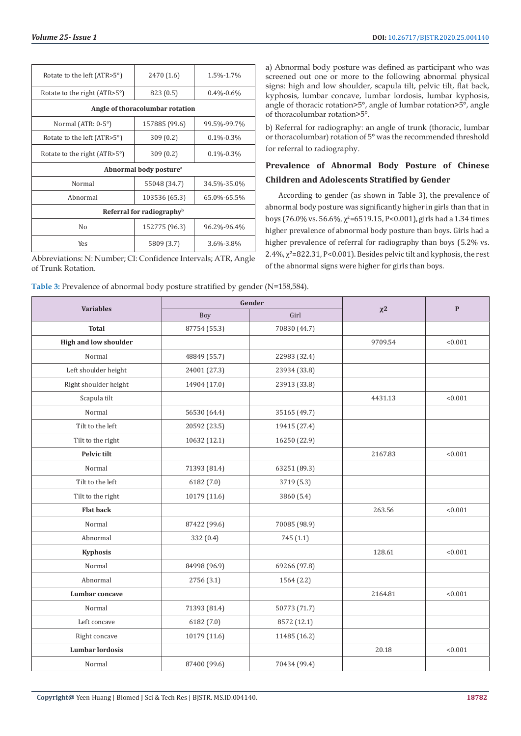| Rotate to the left (ATR>5°) | 2470 (1.6) | 1.5%-1.7% |
|---|---|---|
| Rotate to the right (ATR>5°) | 823 (0.5) | 0.4%-0.6% |
| **Angle of thoracolumbar rotation** | | |
| Normal (ATR: 0-5°) | 157885 (99.6) | 99.5%-99.7% |
| Rotate to the left (ATR>5°) | 309 (0.2) | 0.1%-0.3% |
| Rotate to the right (ATR>5°) | 309 (0.2) | 0.1%-0.3% |
| **Abnormal body posture[a]** | | |
| Normal | 55048 (34.7) | 34.5%-35.0% |
| Abnormal | 103536 (65.3) | 65.0%-65.5% |
| **Referral for radiography[b]** | | |
| No | 152775 (96.3) | 96.2%-96.4% |
| Yes | 5809 (3.7) | 3.6%-3.8% |

Abbreviations: N: Number; CI: Confidence Intervals; ATR, Angle of Trunk Rotation.

a) Abnormal body posture was defined as participant who was screened out one or more to the following abnormal physical signs: high and low shoulder, scapula tilt, pelvic tilt, flat back, kyphosis, lumbar concave, lumbar lordosis, lumbar kyphosis, angle of thoracic rotation>5°, angle of lumbar rotation>5°, angle of thoracolumbar rotation>5°.

b) Referral for radiography: an angle of trunk (thoracic, lumbar or thoracolumbar) rotation of 5° was the recommended threshold for referral to radiography.

## Prevalence of Abnormal Body Posture of Chinese Children and Adolescents Stratified by Gender

According to gender (as shown in Table 3), the prevalence of abnormal body posture was significantly higher in girls than that in boys (76.0% vs. 56.6%, $\chi^2$=6519.15, P<0.001), girls had a 1.34 times higher prevalence of abnormal body posture than boys. Girls had a higher prevalence of referral for radiography than boys (5.2% vs. 2.4%, $\chi^2$=822.31, P<0.001). Besides pelvic tilt and kyphosis, the rest of the abnormal signs were higher for girls than boys.

**Table 3:** Prevalence of abnormal body posture stratified by gender (N=158,584).

| Variables | Gender | | $\chi^2$ | P |
|---|---|---|---|---|
| | Boy | Girl | | |
| **Total** | 87754 (55.3) | 70830 (44.7) | | |
| **High and low shoulder** | | | 9709.54 | <0.001 |
| Normal | 48849 (55.7) | 22983 (32.4) | | |
| Left shoulder height | 24001 (27.3) | 23934 (33.8) | | |
| Right shoulder height | 14904 (17.0) | 23913 (33.8) | | |
| Scapula tilt | | | 4431.13 | <0.001 |
| Normal | 56530 (64.4) | 35165 (49.7) | | |
| Tilt to the left | 20592 (23.5) | 19415 (27.4) | | |
| Tilt to the right | 10632 (12.1) | 16250 (22.9) | | |
| **Pelvic tilt** | | | 2167.83 | <0.001 |
| Normal | 71393 (81.4) | 63251 (89.3) | | |
| Tilt to the left | 6182 (7.0) | 3719 (5.3) | | |
| Tilt to the right | 10179 (11.6) | 3860 (5.4) | | |
| **Flat back** | | | 263.56 | <0.001 |
| Normal | 87422 (99.6) | 70085 (98.9) | | |
| Abnormal | 332 (0.4) | 745 (1.1) | | |
| **Kyphosis** | | | 128.61 | <0.001 |
| Normal | 84998 (96.9) | 69266 (97.8) | | |
| Abnormal | 2756 (3.1) | 1564 (2.2) | | |
| **Lumbar concave** | | | 2164.81 | <0.001 |
| Normal | 71393 (81.4) | 50773 (71.7) | | |
| Left concave | 6182 (7.0) | 8572 (12.1) | | |
| Right concave | 10179 (11.6) | 11485 (16.2) | | |
| **Lumbar lordosis** | | | 20.18 | <0.001 |
| Normal | 87400 (99.6) | 70434 (99.4) | | |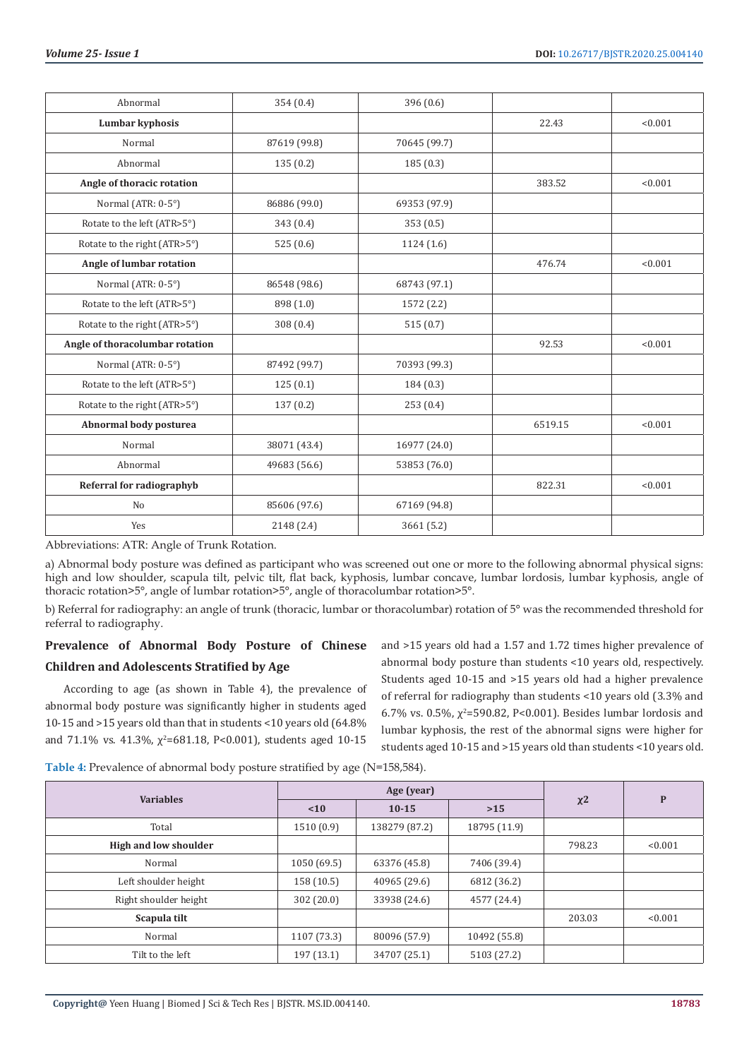| | | | | |
|---|---|---|---|---|
| Abnormal | 354 (0.4) | 396 (0.6) | | |
| **Lumbar kyphosis** | | | 22.43 | <0.001 |
| Normal | 87619 (99.8) | 70645 (99.7) | | |
| Abnormal | 135 (0.2) | 185 (0.3) | | |
| **Angle of thoracic rotation** | | | 383.52 | <0.001 |
| Normal (ATR: 0-5°) | 86886 (99.0) | 69353 (97.9) | | |
| Rotate to the left (ATR>5°) | 343 (0.4) | 353 (0.5) | | |
| Rotate to the right (ATR>5°) | 525 (0.6) | 1124 (1.6) | | |
| **Angle of lumbar rotation** | | | 476.74 | <0.001 |
| Normal (ATR: 0-5°) | 86548 (98.6) | 68743 (97.1) | | |
| Rotate to the left (ATR>5°) | 898 (1.0) | 1572 (2.2) | | |
| Rotate to the right (ATR>5°) | 308 (0.4) | 515 (0.7) | | |
| **Angle of thoracolumbar rotation** | | | 92.53 | <0.001 |
| Normal (ATR: 0-5°) | 87492 (99.7) | 70393 (99.3) | | |
| Rotate to the left (ATR>5°) | 125 (0.1) | 184 (0.3) | | |
| Rotate to the right (ATR>5°) | 137 (0.2) | 253 (0.4) | | |
| **Abnormal body posturea** | | | 6519.15 | <0.001 |
| Normal | 38071 (43.4) | 16977 (24.0) | | |
| Abnormal | 49683 (56.6) | 53853 (76.0) | | |
| **Referral for radiographyb** | | | 822.31 | <0.001 |
| No | 85606 (97.6) | 67169 (94.8) | | |
| Yes | 2148 (2.4) | 3661 (5.2) | | |

Abbreviations: ATR: Angle of Trunk Rotation.

a) Abnormal body posture was defined as participant who was screened out one or more to the following abnormal physical signs: high and low shoulder, scapula tilt, pelvic tilt, flat back, kyphosis, lumbar concave, lumbar lordosis, lumbar kyphosis, angle of thoracic rotation>5°, angle of lumbar rotation>5°, angle of thoracolumbar rotation>5°.

b) Referral for radiography: an angle of trunk (thoracic, lumbar or thoracolumbar) rotation of 5° was the recommended threshold for referral to radiography.

## Prevalence of Abnormal Body Posture of Chinese Children and Adolescents Stratified by Age

According to age (as shown in Table 4), the prevalence of abnormal body posture was significantly higher in students aged 10-15 and >15 years old than that in students <10 years old (64.8% and 71.1% vs. 41.3%, $\chi^2$=681.18, P<0.001), students aged 10-15 and >15 years old had a 1.57 and 1.72 times higher prevalence of abnormal body posture than students <10 years old, respectively. Students aged 10-15 and >15 years old had a higher prevalence of referral for radiography than students <10 years old (3.3% and 6.7% vs. 0.5%, $\chi^2$=590.82, P<0.001). Besides lumbar lordosis and lumbar kyphosis, the rest of the abnormal signs were higher for students aged 10-15 and >15 years old than students <10 years old.

**Table 4:** Prevalence of abnormal body posture stratified by age (N=158,584).

| Variables | Age (year) | | | χ2 | P |
|---|---|---|---|---|---|
| | <10 | 10-15 | >15 | | |
| Total | 1510 (0.9) | 138279 (87.2) | 18795 (11.9) | | |
| **High and low shoulder** | | | | 798.23 | <0.001 |
| Normal | 1050 (69.5) | 63376 (45.8) | 7406 (39.4) | | |
| Left shoulder height | 158 (10.5) | 40965 (29.6) | 6812 (36.2) | | |
| Right shoulder height | 302 (20.0) | 33938 (24.6) | 4577 (24.4) | | |
| **Scapula tilt** | | | | 203.03 | <0.001 |
| Normal | 1107 (73.3) | 80096 (57.9) | 10492 (55.8) | | |
| Tilt to the left | 197 (13.1) | 34707 (25.1) | 5103 (27.2) | | |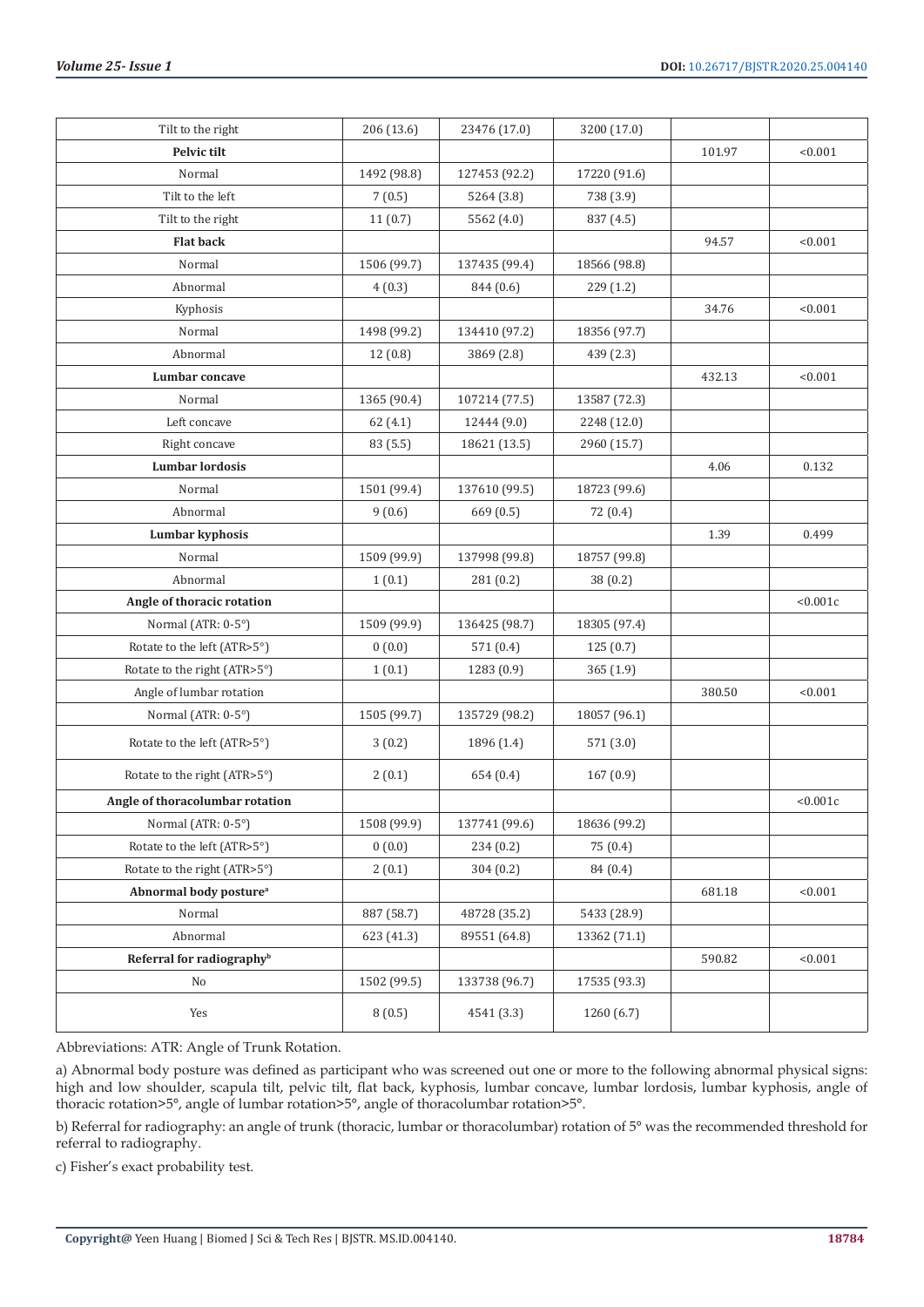| | | | | | |
|---|---|---|---|---|---|
| Tilt to the right | 206 (13.6) | 23476 (17.0) | 3200 (17.0) | | |
| **Pelvic tilt** | | | | 101.97 | <0.001 |
| Normal | 1492 (98.8) | 127453 (92.2) | 17220 (91.6) | | |
| Tilt to the left | 7 (0.5) | 5264 (3.8) | 738 (3.9) | | |
| Tilt to the right | 11 (0.7) | 5562 (4.0) | 837 (4.5) | | |
| **Flat back** | | | | 94.57 | <0.001 |
| Normal | 1506 (99.7) | 137435 (99.4) | 18566 (98.8) | | |
| Abnormal | 4 (0.3) | 844 (0.6) | 229 (1.2) | | |
| Kyphosis | | | | 34.76 | <0.001 |
| Normal | 1498 (99.2) | 134410 (97.2) | 18356 (97.7) | | |
| Abnormal | 12 (0.8) | 3869 (2.8) | 439 (2.3) | | |
| **Lumbar concave** | | | | 432.13 | <0.001 |
| Normal | 1365 (90.4) | 107214 (77.5) | 13587 (72.3) | | |
| Left concave | 62 (4.1) | 12444 (9.0) | 2248 (12.0) | | |
| Right concave | 83 (5.5) | 18621 (13.5) | 2960 (15.7) | | |
| **Lumbar lordosis** | | | | 4.06 | 0.132 |
| Normal | 1501 (99.4) | 137610 (99.5) | 18723 (99.6) | | |
| Abnormal | 9 (0.6) | 669 (0.5) | 72 (0.4) | | |
| **Lumbar kyphosis** | | | | 1.39 | 0.499 |
| Normal | 1509 (99.9) | 137998 (99.8) | 18757 (99.8) | | |
| Abnormal | 1 (0.1) | 281 (0.2) | 38 (0.2) | | |
| **Angle of thoracic rotation** | | | | | <0.001c |
| Normal (ATR: 0-5°) | 1509 (99.9) | 136425 (98.7) | 18305 (97.4) | | |
| Rotate to the left (ATR>5°) | 0 (0.0) | 571 (0.4) | 125 (0.7) | | |
| Rotate to the right (ATR>5°) | 1 (0.1) | 1283 (0.9) | 365 (1.9) | | |
| Angle of lumbar rotation | | | | 380.50 | <0.001 |
| Normal (ATR: 0-5°) | 1505 (99.7) | 135729 (98.2) | 18057 (96.1) | | |
| Rotate to the left (ATR>5°) | 3 (0.2) | 1896 (1.4) | 571 (3.0) | | |
| Rotate to the right (ATR>5°) | 2 (0.1) | 654 (0.4) | 167 (0.9) | | |
| **Angle of thoracolumbar rotation** | | | | | <0.001c |
| Normal (ATR: 0-5°) | 1508 (99.9) | 137741 (99.6) | 18636 (99.2) | | |
| Rotate to the left (ATR>5°) | 0 (0.0) | 234 (0.2) | 75 (0.4) | | |
| Rotate to the right (ATR>5°) | 2 (0.1) | 304 (0.2) | 84 (0.4) | | |
| **Abnormal body posture[a]** | | | | 681.18 | <0.001 |
| Normal | 887 (58.7) | 48728 (35.2) | 5433 (28.9) | | |
| Abnormal | 623 (41.3) | 89551 (64.8) | 13362 (71.1) | | |
| **Referral for radiography[b]** | | | | 590.82 | <0.001 |
| No | 1502 (99.5) | 133738 (96.7) | 17535 (93.3) | | |
| Yes | 8 (0.5) | 4541 (3.3) | 1260 (6.7) | | |

Abbreviations: ATR: Angle of Trunk Rotation.

a) Abnormal body posture was defined as participant who was screened out one or more to the following abnormal physical signs: high and low shoulder, scapula tilt, pelvic tilt, flat back, kyphosis, lumbar concave, lumbar lordosis, lumbar kyphosis, angle of thoracic rotation>5°, angle of lumbar rotation>5°, angle of thoracolumbar rotation>5°.

b) Referral for radiography: an angle of trunk (thoracic, lumbar or thoracolumbar) rotation of 5° was the recommended threshold for referral to radiography.

c) Fisher's exact probability test.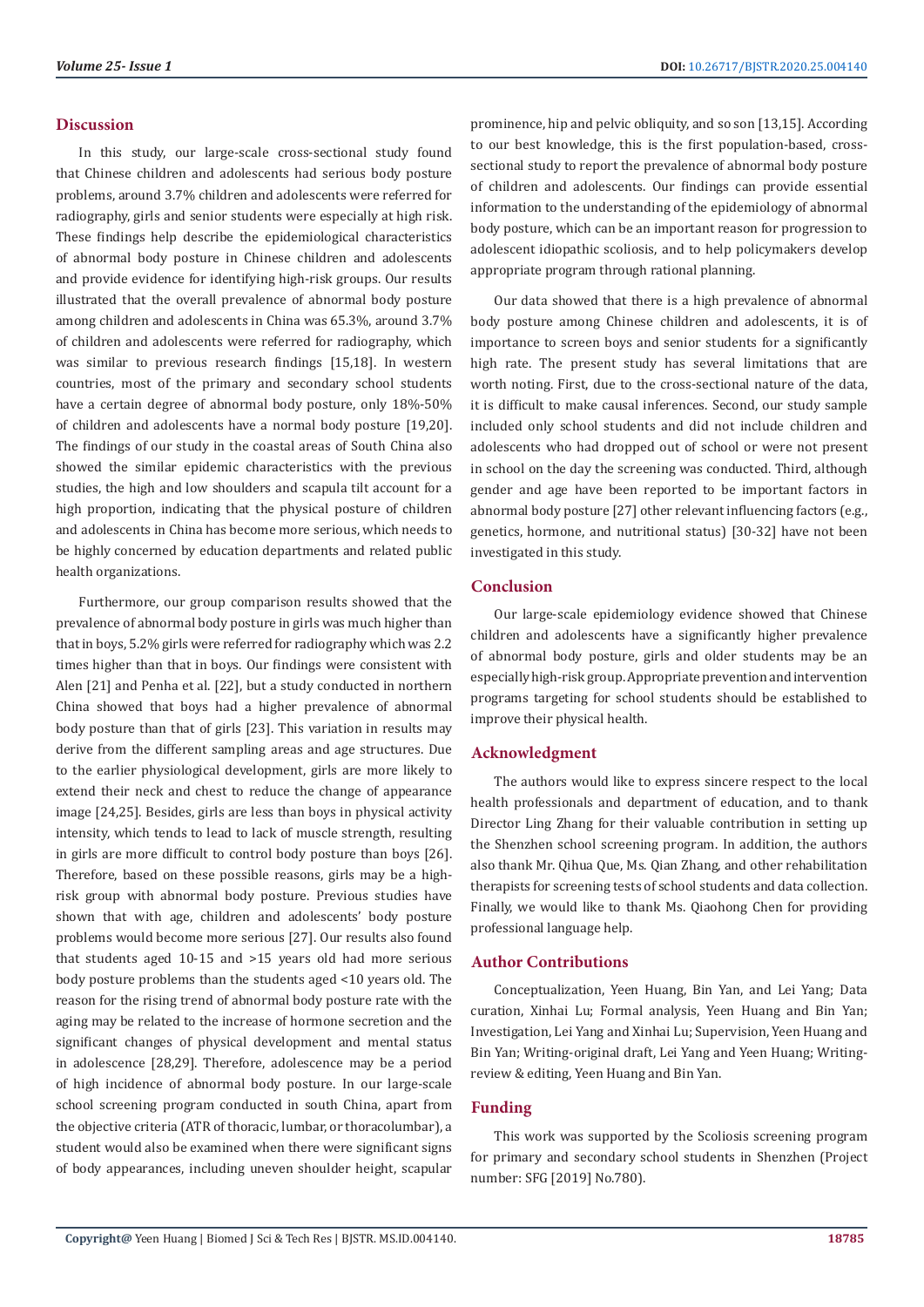## Discussion

In this study, our large-scale cross-sectional study found that Chinese children and adolescents had serious body posture problems, around 3.7% children and adolescents were referred for radiography, girls and senior students were especially at high risk. These findings help describe the epidemiological characteristics of abnormal body posture in Chinese children and adolescents and provide evidence for identifying high-risk groups. Our results illustrated that the overall prevalence of abnormal body posture among children and adolescents in China was 65.3%, around 3.7% of children and adolescents were referred for radiography, which was similar to previous research findings [15,18]. In western countries, most of the primary and secondary school students have a certain degree of abnormal body posture, only 18%-50% of children and adolescents have a normal body posture [19,20]. The findings of our study in the coastal areas of South China also showed the similar epidemic characteristics with the previous studies, the high and low shoulders and scapula tilt account for a high proportion, indicating that the physical posture of children and adolescents in China has become more serious, which needs to be highly concerned by education departments and related public health organizations.

Furthermore, our group comparison results showed that the prevalence of abnormal body posture in girls was much higher than that in boys, 5.2% girls were referred for radiography which was 2.2 times higher than that in boys. Our findings were consistent with Alen [21] and Penha et al. [22], but a study conducted in northern China showed that boys had a higher prevalence of abnormal body posture than that of girls [23]. This variation in results may derive from the different sampling areas and age structures. Due to the earlier physiological development, girls are more likely to extend their neck and chest to reduce the change of appearance image [24,25]. Besides, girls are less than boys in physical activity intensity, which tends to lead to lack of muscle strength, resulting in girls are more difficult to control body posture than boys [26]. Therefore, based on these possible reasons, girls may be a high-risk group with abnormal body posture. Previous studies have shown that with age, children and adolescents' body posture problems would become more serious [27]. Our results also found that students aged 10-15 and >15 years old had more serious body posture problems than the students aged <10 years old. The reason for the rising trend of abnormal body posture rate with the aging may be related to the increase of hormone secretion and the significant changes of physical development and mental status in adolescence [28,29]. Therefore, adolescence may be a period of high incidence of abnormal body posture. In our large-scale school screening program conducted in south China, apart from the objective criteria (ATR of thoracic, lumbar, or thoracolumbar), a student would also be examined when there were significant signs of body appearances, including uneven shoulder height, scapular prominence, hip and pelvic obliquity, and so son [13,15]. According to our best knowledge, this is the first population-based, cross-sectional study to report the prevalence of abnormal body posture of children and adolescents. Our findings can provide essential information to the understanding of the epidemiology of abnormal body posture, which can be an important reason for progression to adolescent idiopathic scoliosis, and to help policymakers develop appropriate program through rational planning.

Our data showed that there is a high prevalence of abnormal body posture among Chinese children and adolescents, it is of importance to screen boys and senior students for a significantly high rate. The present study has several limitations that are worth noting. First, due to the cross-sectional nature of the data, it is difficult to make causal inferences. Second, our study sample included only school students and did not include children and adolescents who had dropped out of school or were not present in school on the day the screening was conducted. Third, although gender and age have been reported to be important factors in abnormal body posture [27] other relevant influencing factors (e.g., genetics, hormone, and nutritional status) [30-32] have not been investigated in this study.

## Conclusion

Our large-scale epidemiology evidence showed that Chinese children and adolescents have a significantly higher prevalence of abnormal body posture, girls and older students may be an especially high-risk group. Appropriate prevention and intervention programs targeting for school students should be established to improve their physical health.

## Acknowledgment

The authors would like to express sincere respect to the local health professionals and department of education, and to thank Director Ling Zhang for their valuable contribution in setting up the Shenzhen school screening program. In addition, the authors also thank Mr. Qihua Que, Ms. Qian Zhang, and other rehabilitation therapists for screening tests of school students and data collection. Finally, we would like to thank Ms. Qiaohong Chen for providing professional language help.

## Author Contributions

Conceptualization, Yeen Huang, Bin Yan, and Lei Yang; Data curation, Xinhai Lu; Formal analysis, Yeen Huang and Bin Yan; Investigation, Lei Yang and Xinhai Lu; Supervision, Yeen Huang and Bin Yan; Writing-original draft, Lei Yang and Yeen Huang; Writing-review & editing, Yeen Huang and Bin Yan.

## Funding

This work was supported by the Scoliosis screening program for primary and secondary school students in Shenzhen (Project number: SFG [2019] No.780).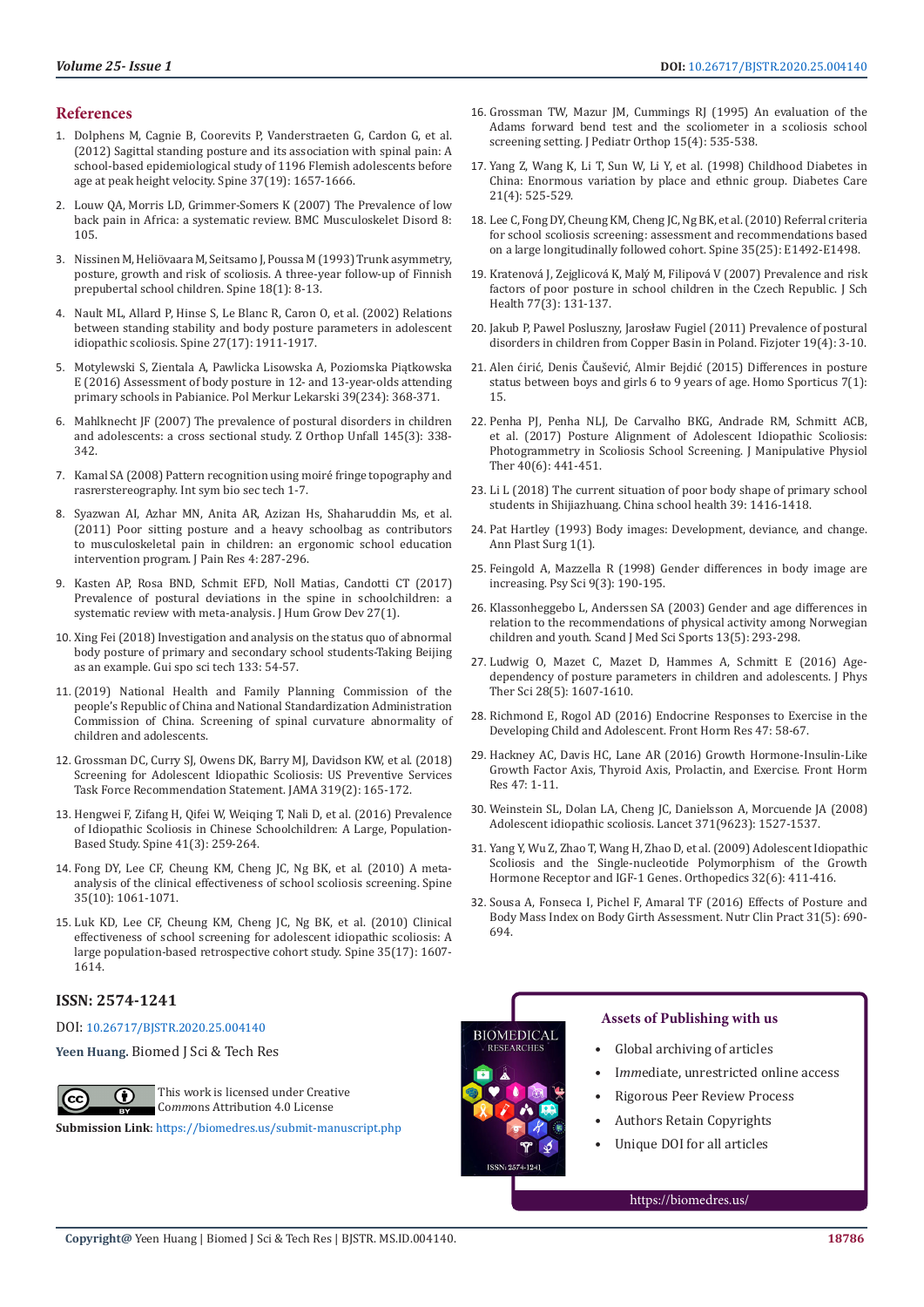## References

1. Dolphens M, Cagnie B, Coorevits P, Vanderstraeten G, Cardon G, et al. (2012) Sagittal standing posture and its association with spinal pain: A school-based epidemiological study of 1196 Flemish adolescents before age at peak height velocity. Spine 37(19): 1657-1666.
2. Louw QA, Morris LD, Grimmer-Somers K (2007) The Prevalence of low back pain in Africa: a systematic review. BMC Musculoskelet Disord 8: 105.
3. Nissinen M, Heliövaara M, Seitsamo J, Poussa M (1993) Trunk asymmetry, posture, growth and risk of scoliosis. A three-year follow-up of Finnish prepubertal school children. Spine 18(1): 8-13.
4. Nault ML, Allard P, Hinse S, Le Blanc R, Caron O, et al. (2002) Relations between standing stability and body posture parameters in adolescent idiopathic scoliosis. Spine 27(17): 1911-1917.
5. Motylewski S, Zientala A, Pawlicka Lisowska A, Poziomska Piątkowska E (2016) Assessment of body posture in 12- and 13-year-olds attending primary schools in Pabianice. Pol Merkur Lekarski 39(234): 368-371.
6. Mahlknecht JF (2007) The prevalence of postural disorders in children and adolescents: a cross sectional study. Z Orthop Unfall 145(3): 338-342.
7. Kamal SA (2008) Pattern recognition using moiré fringe topography and rasrerstereography. Int sym bio sec tech 1-7.
8. Syazwan AI, Azhar MN, Anita AR, Azizan Hs, Shaharuddin Ms, et al. (2011) Poor sitting posture and a heavy schoolbag as contributors to musculoskeletal pain in children: an ergonomic school education intervention program. J Pain Res 4: 287-296.
9. Kasten AP, Rosa BND, Schmit EFD, Noll Matias, Candotti CT (2017) Prevalence of postural deviations in the spine in schoolchildren: a systematic review with meta-analysis. J Hum Grow Dev 27(1).
10. Xing Fei (2018) Investigation and analysis on the status quo of abnormal body posture of primary and secondary school students-Taking Beijing as an example. Gui spo sci tech 133: 54-57.
11. (2019) National Health and Family Planning Commission of the people's Republic of China and National Standardization Administration Commission of China. Screening of spinal curvature abnormality of children and adolescents.
12. Grossman DC, Curry SJ, Owens DK, Barry MJ, Davidson KW, et al. (2018) Screening for Adolescent Idiopathic Scoliosis: US Preventive Services Task Force Recommendation Statement. JAMA 319(2): 165-172.
13. Hengwei F, Zifang H, Qifei W, Weiqing T, Nali D, et al. (2016) Prevalence of Idiopathic Scoliosis in Chinese Schoolchildren: A Large, Population-Based Study. Spine 41(3): 259-264.
14. Fong DY, Lee CF, Cheung KM, Cheng JC, Ng BK, et al. (2010) A meta-analysis of the clinical effectiveness of school scoliosis screening. Spine 35(10): 1061-1071.
15. Luk KD, Lee CF, Cheung KM, Cheng JC, Ng BK, et al. (2010) Clinical effectiveness of school screening for adolescent idiopathic scoliosis: A large population-based retrospective cohort study. Spine 35(17): 1607-1614.
16. Grossman TW, Mazur JM, Cummings RJ (1995) An evaluation of the Adams forward bend test and the scoliometer in a scoliosis school screening setting. J Pediatr Orthop 15(4): 535-538.
17. Yang Z, Wang K, Li T, Sun W, Li Y, et al. (1998) Childhood Diabetes in China: Enormous variation by place and ethnic group. Diabetes Care 21(4): 525-529.
18. Lee C, Fong DY, Cheung KM, Cheng JC, Ng BK, et al. (2010) Referral criteria for school scoliosis screening: assessment and recommendations based on a large longitudinally followed cohort. Spine 35(25): E1492-E1498.
19. Kratenová J, Zejglicová K, Malý M, Filipová V (2007) Prevalence and risk factors of poor posture in school children in the Czech Republic. J Sch Health 77(3): 131-137.
20. Jakub P, Pawel Posluszny, Jarosław Fugiel (2011) Prevalence of postural disorders in children from Copper Basin in Poland. Fizjoter 19(4): 3-10.
21. Alen ćirić, Denis Čaušević, Almir Bejdić (2015) Differences in posture status between boys and girls 6 to 9 years of age. Homo Sporticus 7(1): 15.
22. Penha PJ, Penha NLJ, De Carvalho BKG, Andrade RM, Schmitt ACB, et al. (2017) Posture Alignment of Adolescent Idiopathic Scoliosis: Photogrammetry in Scoliosis School Screening. J Manipulative Physiol Ther 40(6): 441-451.
23. Li L (2018) The current situation of poor body shape of primary school students in Shijiazhuang. China school health 39: 1416-1418.
24. Pat Hartley (1993) Body images: Development, deviance, and change. Ann Plast Surg 1(1).
25. Feingold A, Mazzella R (1998) Gender differences in body image are increasing. Psy Sci 9(3): 190-195.
26. Klassonheggebo L, Anderssen SA (2003) Gender and age differences in relation to the recommendations of physical activity among Norwegian children and youth. Scand J Med Sci Sports 13(5): 293-298.
27. Ludwig O, Mazet C, Mazet D, Hammes A, Schmitt E (2016) Age-dependency of posture parameters in children and adolescents. J Phys Ther Sci 28(5): 1607-1610.
28. Richmond E, Rogol AD (2016) Endocrine Responses to Exercise in the Developing Child and Adolescent. Front Horm Res 47: 58-67.
29. Hackney AC, Davis HC, Lane AR (2016) Growth Hormone-Insulin-Like Growth Factor Axis, Thyroid Axis, Prolactin, and Exercise. Front Horm Res 47: 1-11.
30. Weinstein SL, Dolan LA, Cheng JC, Danielsson A, Morcuende JA (2008) Adolescent idiopathic scoliosis. Lancet 371(9623): 1527-1537.
31. Yang Y, Wu Z, Zhao T, Wang H, Zhao D, et al. (2009) Adolescent Idiopathic Scoliosis and the Single-nucleotide Polymorphism of the Growth Hormone Receptor and IGF-1 Genes. Orthopedics 32(6): 411-416.
32. Sousa A, Fonseca I, Pichel F, Amaral TF (2016) Effects of Posture and Body Mass Index on Body Girth Assessment. Nutr Clin Pract 31(5): 690-694.

**ISSN: 2574-1241**

DOI: 10.26717/BJSTR.2020.25.004140

**Yeen Huang.** Biomed J Sci & Tech Res

This work is licensed under Creative Commons Attribution 4.0 License

**Submission Link**: https://biomedres.us/submit-manuscript.php

**Assets of Publishing with us**

- Global archiving of articles
- Immediate, unrestricted online access
- Rigorous Peer Review Process
- Authors Retain Copyrights
- Unique DOI for all articles

https://biomedres.us/